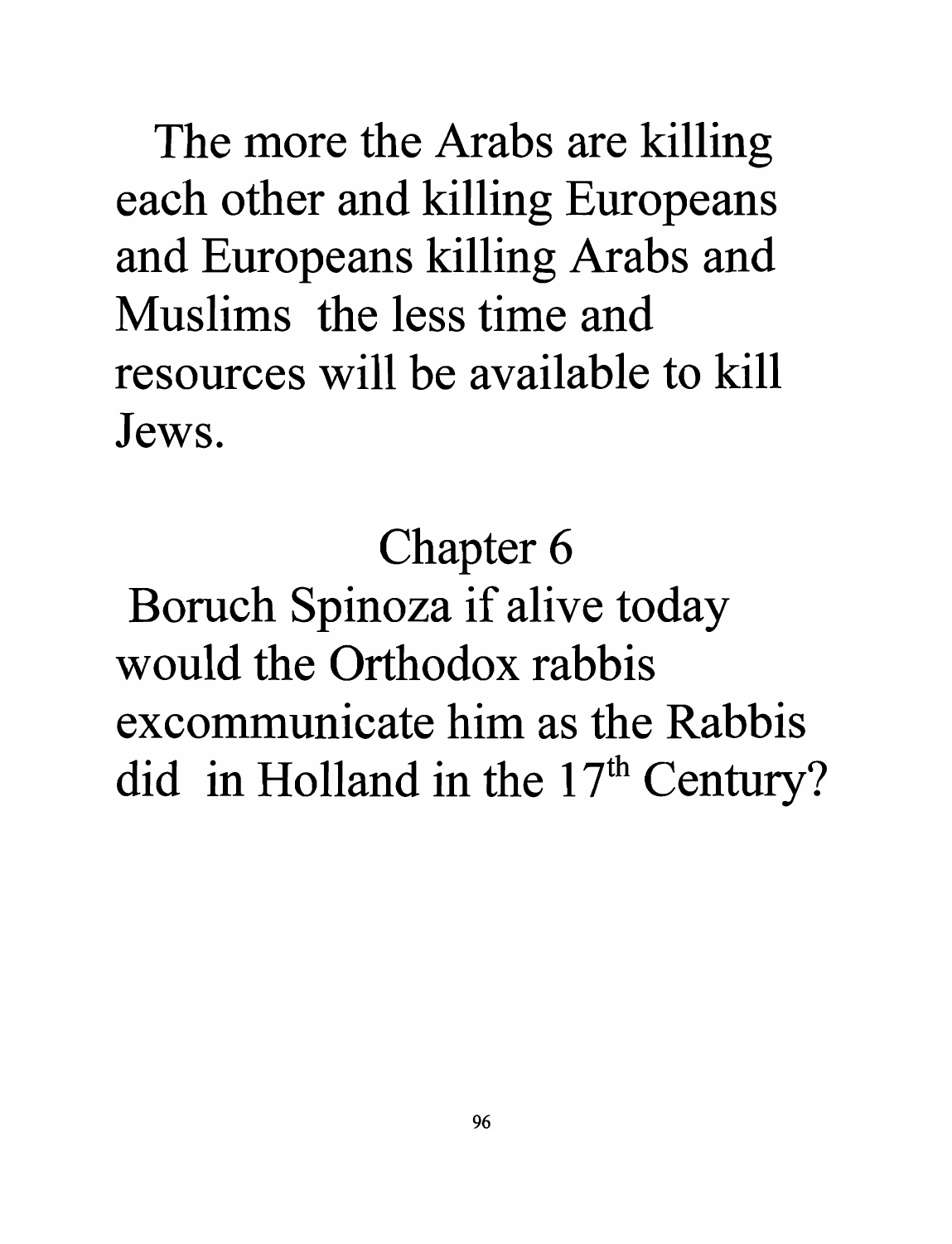The more the Arabs are killing each other and killing Europeans and Europeans killing Arabs and Muslims the less time and resources will be available to kill Jews.

# Chapter 6

## Boruch Spinoza if alive today would the Orthodox rabbis excommunicate him as the Rabbis did in Holland in the 17th Century?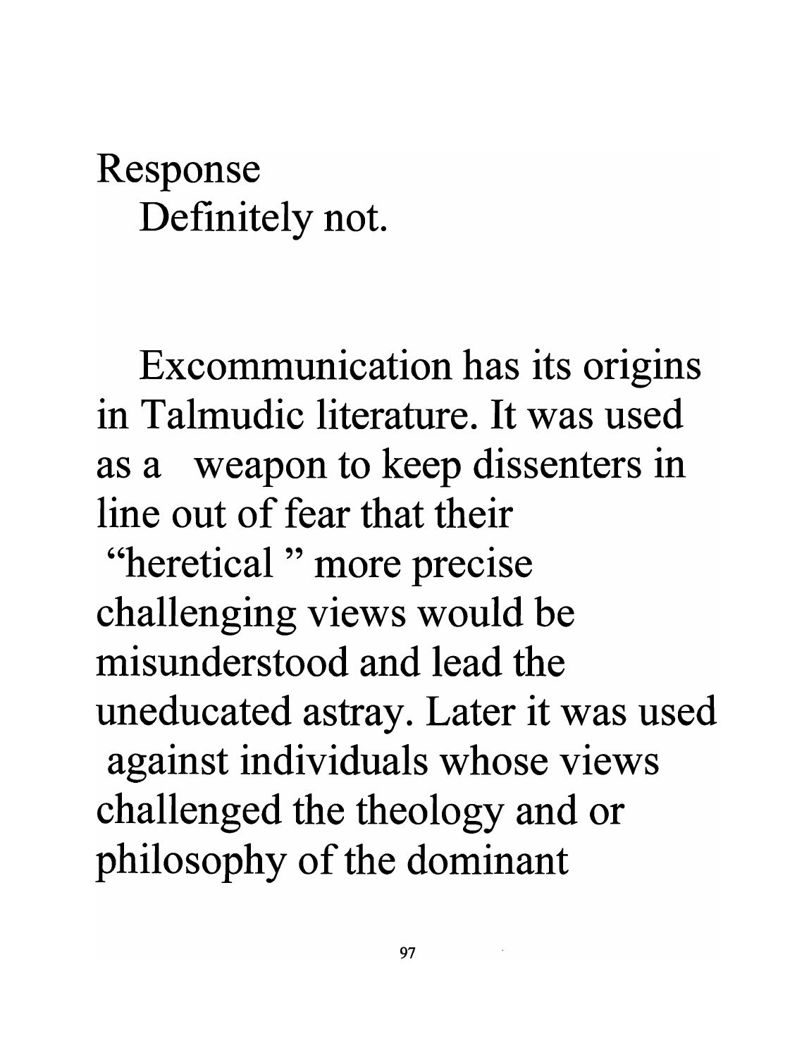Response

Definitely not.

Excommunication has its origins in Talmudic literature. It was used as a weapon to keep dissenters in line out of fear that their "heretical " more precise challenging views would be misunderstood and lead the uneducated astray. Later it was used against individuals whose views challenged the theology and or philosophy of the dominant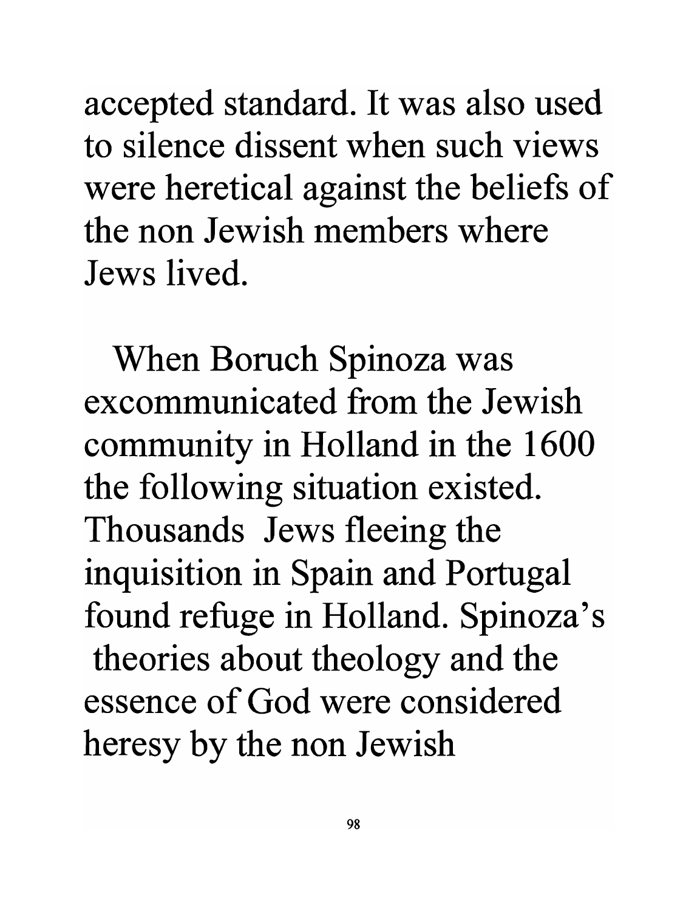accepted standard. It was also used to silence dissent when such views were heretical against the beliefs of the non Jewish members where Jews lived.

When Boruch Spinoza was excommunicated from the Jewish community in Holland in the 1600 the following situation existed. Thousands Jews fleeing the inquisition in Spain and Portugal found refuge in Holland. Spinoza's theories about theology and the essence of God were considered heresy by the non Jewish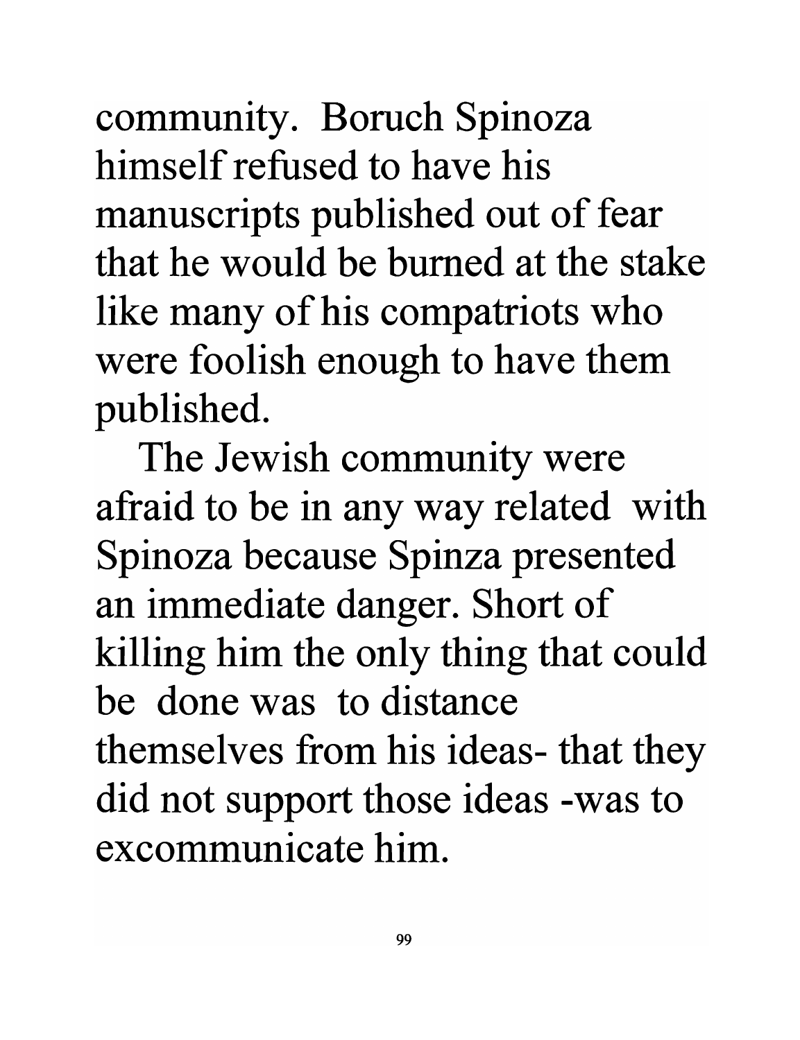community. Boruch Spinoza himself refused to have his manuscripts published out of fear that he would be burned at the stake like many of his compatriots who were foolish enough to have them published.

The Jewish community were afraid to be in any way related with Spinoza because Spinza presented an immediate danger. Short of killing him the only thing that could be done was to distance themselves from his ideas- that they did not support those ideas -was to excommunicate him.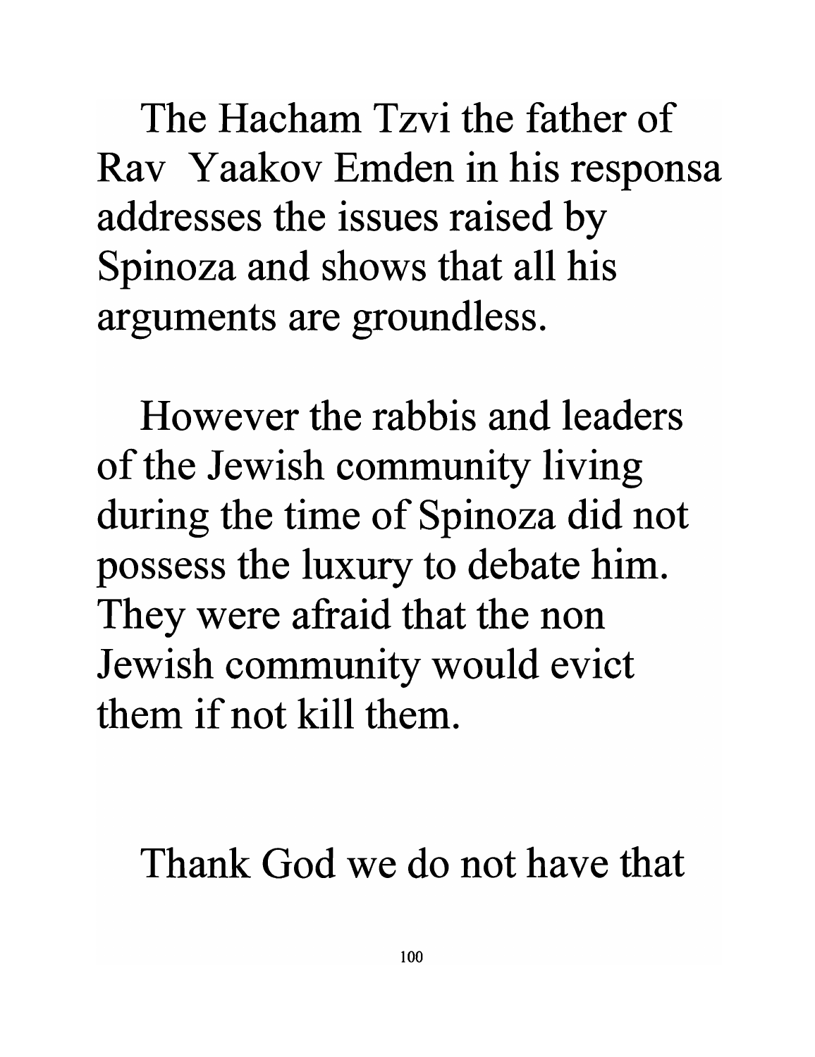The Hacham Tzvi the father of Rav Yaakov Emden in his responsa addresses the issues raised by Spinoza and shows that all his arguments are groundless.

However the rabbis and leaders of the Jewish community living during the time of Spinoza did not possess the luxury to debate him. They were afraid that the non Jewish community would evict them if not kill them.

Thank God we do not have that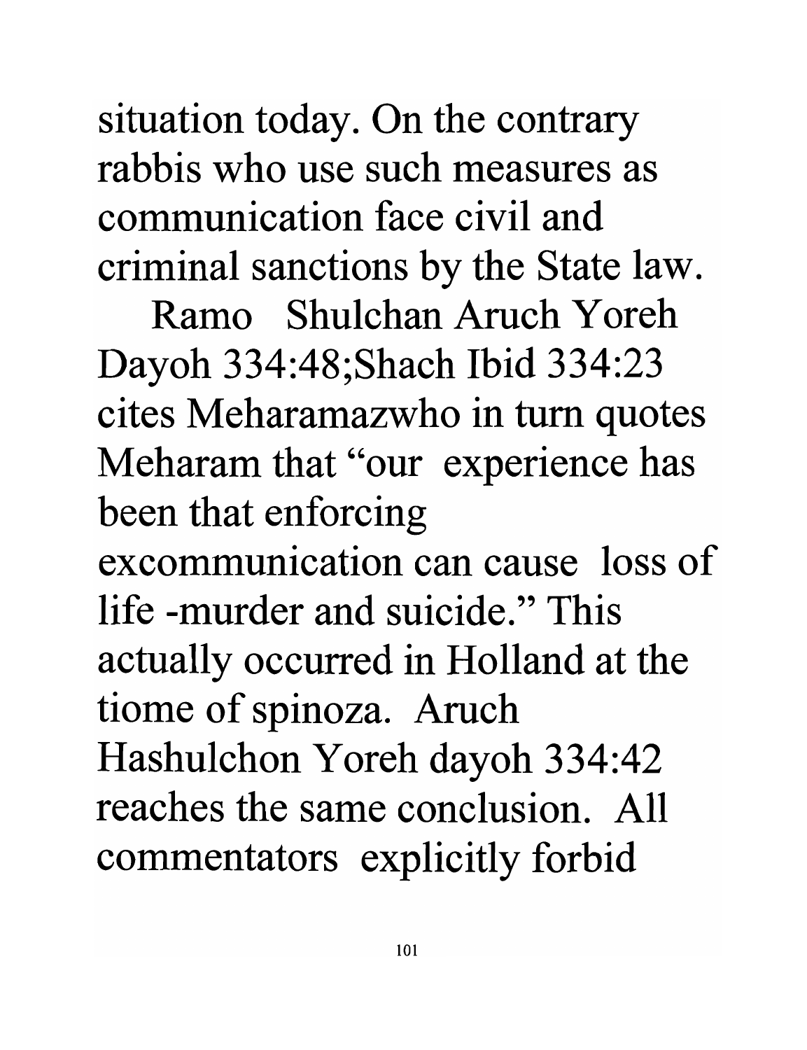situation today. On the contrary rabbis who use such measures as communication face civil and criminal sanctions by the State law.

Ramo Shulchan Aruch Yoreh Dayoh 334:48;Shach Ibid 334:23 cites Meharamazwho in turn quotes Meharam that "our experience has been that enforcing excommunication can cause loss of life -murder and suicide." This actually occurred in Holland at the tiome of spinoza. Aruch Hashulchon Yoreh dayoh 334:42 reaches the same conclusion. All commentators explicitly forbid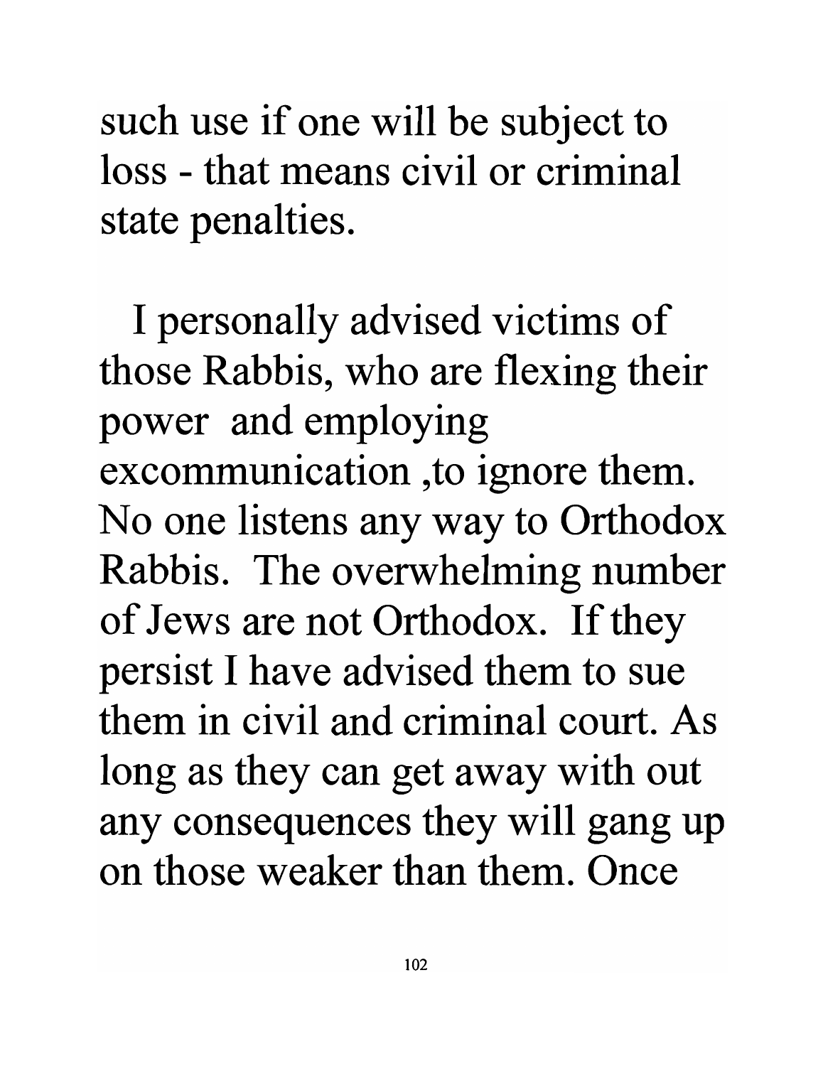such use if one will be subject to loss - that means civil or criminal state penalties.

I personally advised victims of those Rabbis, who are flexing their power and employing excommunication ,to ignore them. No one listens any way to Orthodox Rabbis. The overwhelming number of Jews are not Orthodox. If they persist I have advised them to sue them in civil and criminal court. As long as they can get away with out any consequences they will gang up on those weaker than them. Once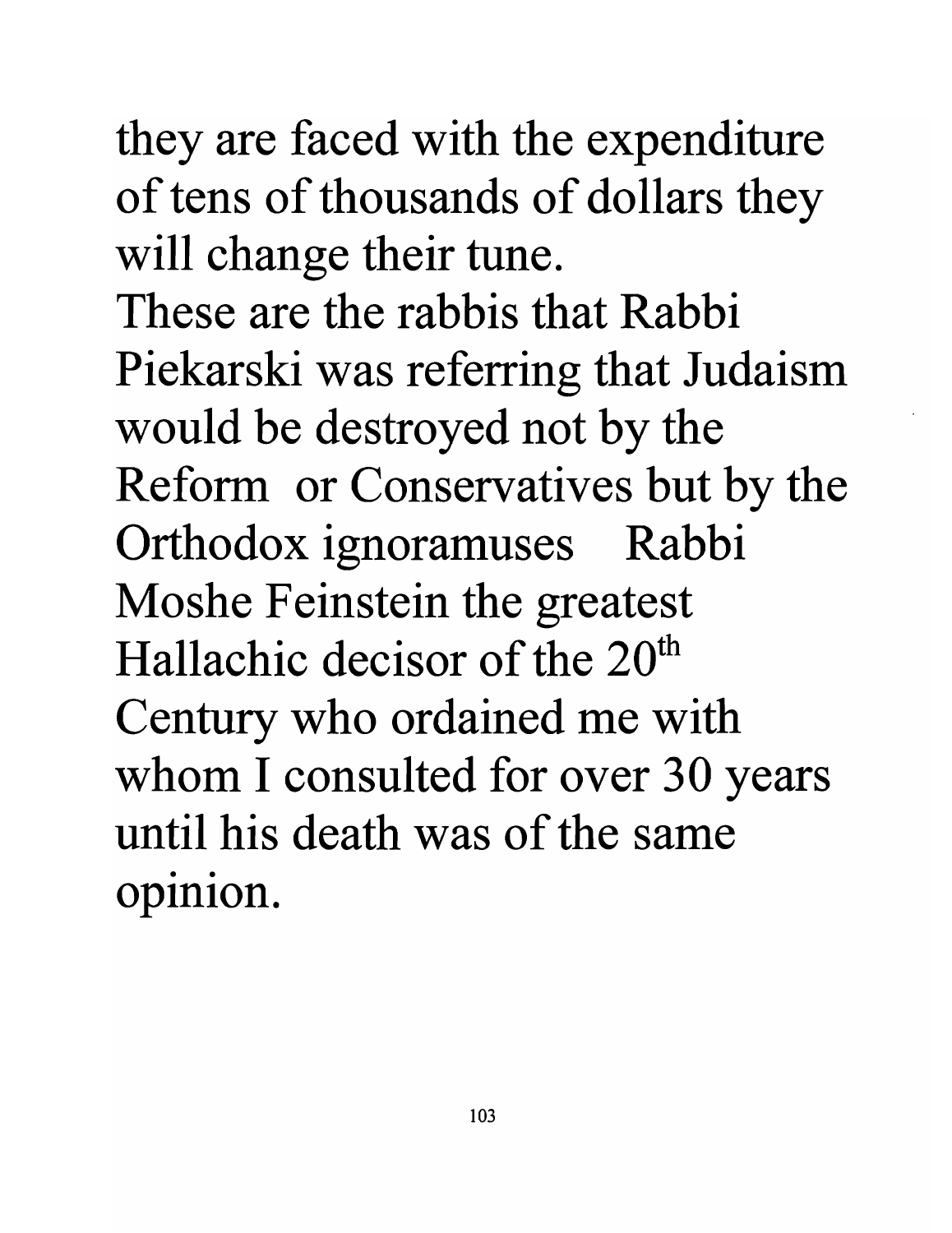they are faced with the expenditure of tens of thousands of dollars they will change their tune.

These are the rabbis that Rabbi Piekarski was referring that Judaism would be destroyed not by the Reform or Conservatives but by the Orthodox ignoramuses Rabbi Moshe Feinstein the greatest Hallachic decisor of the 20th Century who ordained me with whom I consulted for over 30 years until his death was of the same opinion.